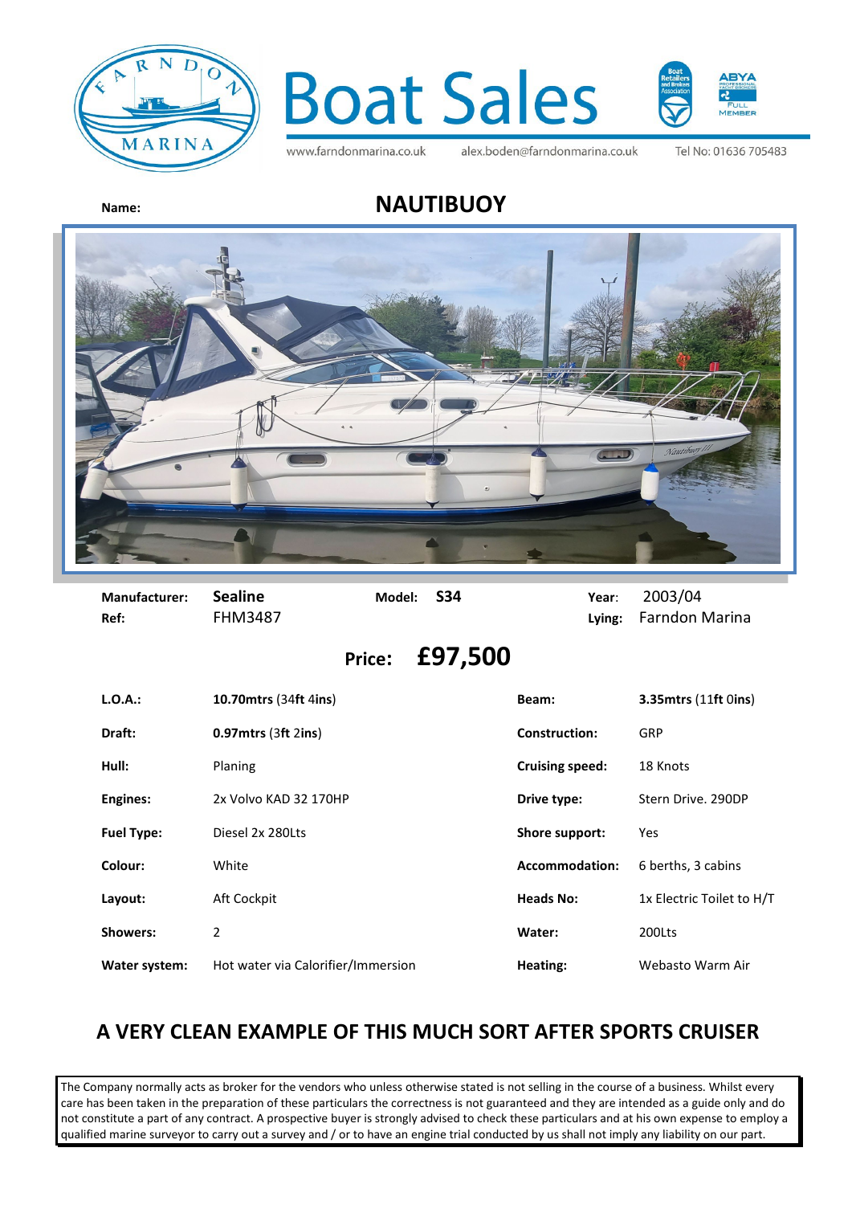# Boat Sales

www.farndonmarina.co.uk alex.boden@farndonmarina.co.uk Tel No: 01636 705483

**Name:** **NAUTIBUOY**

| | | | | | |
|---|---|---|---|---|---|
| **Manufacturer:** | **Sealine** | **Model:** | **S34** | **Year:** | 2003/04 |
| **Ref:** | FHM3487 | | | **Lying:** | Farndon Marina |

## Price: £97,500

| | | | |
|---|---|---|---|
| **L.O.A.:** | **10.70mtrs** (34**ft** 4**ins**) | **Beam:** | **3.35mtrs** (11**ft** 0**ins**) |
| **Draft:** | **0.97mtrs** (3**ft** 2**ins**) | **Construction:** | GRP |
| **Hull:** | Planing | **Cruising speed:** | 18 Knots |
| **Engines:** | 2x Volvo KAD 32 170HP | **Drive type:** | Stern Drive. 290DP |
| **Fuel Type:** | Diesel 2x 280Lts | **Shore support:** | Yes |
| **Colour:** | White | **Accommodation:** | 6 berths, 3 cabins |
| **Layout:** | Aft Cockpit | **Heads No:** | 1x Electric Toilet to H/T |
| **Showers:** | 2 | **Water:** | 200Lts |
| **Water system:** | Hot water via Calorifier/Immersion | **Heating:** | Webasto Warm Air |

## A VERY CLEAN EXAMPLE OF THIS MUCH SORT AFTER SPORTS CRUISER

The Company normally acts as broker for the vendors who unless otherwise stated is not selling in the course of a business. Whilst every care has been taken in the preparation of these particulars the correctness is not guaranteed and they are intended as a guide only and do not constitute a part of any contract. A prospective buyer is strongly advised to check these particulars and at his own expense to employ a qualified marine surveyor to carry out a survey and / or to have an engine trial conducted by us shall not imply any liability on our part.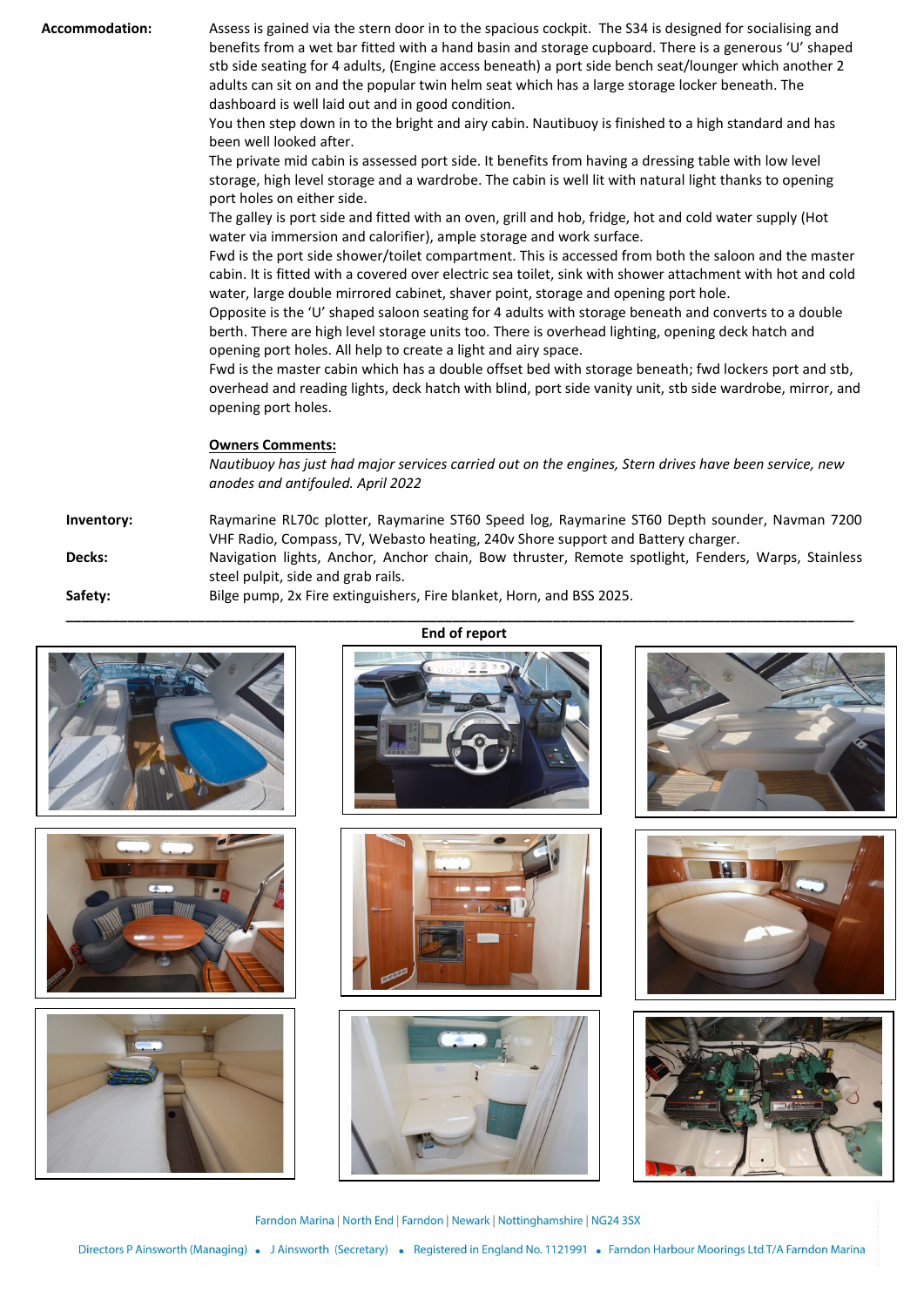**Accommodation:** Assess is gained via the stern door in to the spacious cockpit. The S34 is designed for socialising and benefits from a wet bar fitted with a hand basin and storage cupboard. There is a generous 'U' shaped stb side seating for 4 adults, (Engine access beneath) a port side bench seat/lounger which another 2 adults can sit on and the popular twin helm seat which has a large storage locker beneath. The dashboard is well laid out and in good condition.

You then step down in to the bright and airy cabin. Nautibuoy is finished to a high standard and has been well looked after.

The private mid cabin is assessed port side. It benefits from having a dressing table with low level storage, high level storage and a wardrobe. The cabin is well lit with natural light thanks to opening port holes on either side.

The galley is port side and fitted with an oven, grill and hob, fridge, hot and cold water supply (Hot water via immersion and calorifier), ample storage and work surface.

Fwd is the port side shower/toilet compartment. This is accessed from both the saloon and the master cabin. It is fitted with a covered over electric sea toilet, sink with shower attachment with hot and cold water, large double mirrored cabinet, shaver point, storage and opening port hole.

Opposite is the 'U' shaped saloon seating for 4 adults with storage beneath and converts to a double berth. There are high level storage units too. There is overhead lighting, opening deck hatch and opening port holes. All help to create a light and airy space.

Fwd is the master cabin which has a double offset bed with storage beneath; fwd lockers port and stb, overhead and reading lights, deck hatch with blind, port side vanity unit, stb side wardrobe, mirror, and opening port holes.

**Owners Comments:**

*Nautibuoy has just had major services carried out on the engines, Stern drives have been service, new anodes and antifouled. April 2022*

**Inventory:** Raymarine RL70c plotter, Raymarine ST60 Speed log, Raymarine ST60 Depth sounder, Navman 7200 VHF Radio, Compass, TV, Webasto heating, 240v Shore support and Battery charger.

**Decks:** Navigation lights, Anchor, Anchor chain, Bow thruster, Remote spotlight, Fenders, Warps, Stainless steel pulpit, side and grab rails.

**Safety:** Bilge pump, 2x Fire extinguishers, Fire blanket, Horn, and BSS 2025.

---

**End of report**

Farndon Marina | North End | Farndon | Newark | Nottinghamshire | NG24 3SX

Directors P Ainsworth (Managing) • J Ainsworth (Secretary) • Registered in England No. 1121991 • Farndon Harbour Moorings Ltd T/A Farndon Marina